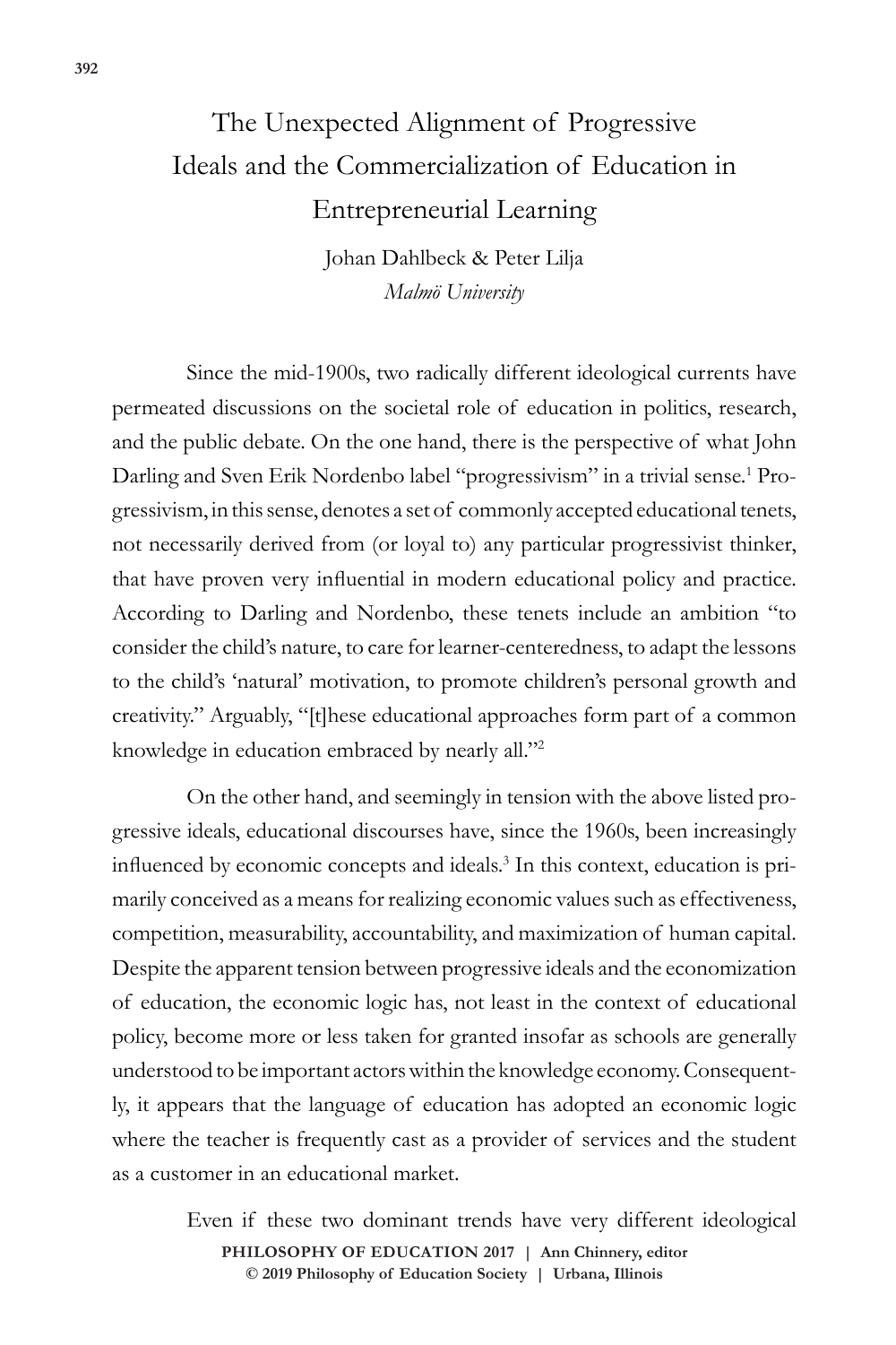# The Unexpected Alignment of Progressive Ideals and the Commercialization of Education in Entrepreneurial Learning

Johan Dahlbeck & Peter Lilja
*Malmö University*

Since the mid-1900s, two radically different ideological currents have permeated discussions on the societal role of education in politics, research, and the public debate. On the one hand, there is the perspective of what John Darling and Sven Erik Nordenbo label "progressivism" in a trivial sense.[1] Progressivism, in this sense, denotes a set of commonly accepted educational tenets, not necessarily derived from (or loyal to) any particular progressivist thinker, that have proven very influential in modern educational policy and practice. According to Darling and Nordenbo, these tenets include an ambition "to consider the child's nature, to care for learner-centeredness, to adapt the lessons to the child's 'natural' motivation, to promote children's personal growth and creativity." Arguably, "[t]hese educational approaches form part of a common knowledge in education embraced by nearly all."[2]

On the other hand, and seemingly in tension with the above listed progressive ideals, educational discourses have, since the 1960s, been increasingly influenced by economic concepts and ideals.[3] In this context, education is primarily conceived as a means for realizing economic values such as effectiveness, competition, measurability, accountability, and maximization of human capital. Despite the apparent tension between progressive ideals and the economization of education, the economic logic has, not least in the context of educational policy, become more or less taken for granted insofar as schools are generally understood to be important actors within the knowledge economy. Consequently, it appears that the language of education has adopted an economic logic where the teacher is frequently cast as a provider of services and the student as a customer in an educational market.

Even if these two dominant trends have very different ideological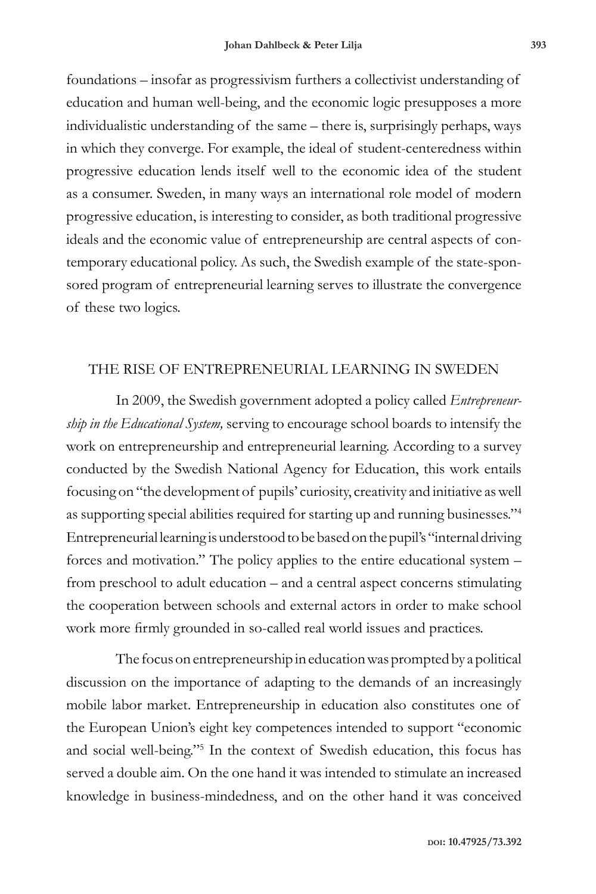foundations – insofar as progressivism furthers a collectivist understanding of education and human well-being, and the economic logic presupposes a more individualistic understanding of the same – there is, surprisingly perhaps, ways in which they converge. For example, the ideal of student-centeredness within progressive education lends itself well to the economic idea of the student as a consumer. Sweden, in many ways an international role model of modern progressive education, is interesting to consider, as both traditional progressive ideals and the economic value of entrepreneurship are central aspects of contemporary educational policy. As such, the Swedish example of the state-sponsored program of entrepreneurial learning serves to illustrate the convergence of these two logics.

## THE RISE OF ENTREPRENEURIAL LEARNING IN SWEDEN

In 2009, the Swedish government adopted a policy called *Entrepreneurship in the Educational System,* serving to encourage school boards to intensify the work on entrepreneurship and entrepreneurial learning. According to a survey conducted by the Swedish National Agency for Education, this work entails focusing on "the development of pupils' curiosity, creativity and initiative as well as supporting special abilities required for starting up and running businesses."[4] Entrepreneurial learning is understood to be based on the pupil's "internal driving forces and motivation." The policy applies to the entire educational system – from preschool to adult education – and a central aspect concerns stimulating the cooperation between schools and external actors in order to make school work more firmly grounded in so-called real world issues and practices.

The focus on entrepreneurship in education was prompted by a political discussion on the importance of adapting to the demands of an increasingly mobile labor market. Entrepreneurship in education also constitutes one of the European Union's eight key competences intended to support "economic and social well-being."[5] In the context of Swedish education, this focus has served a double aim. On the one hand it was intended to stimulate an increased knowledge in business-mindedness, and on the other hand it was conceived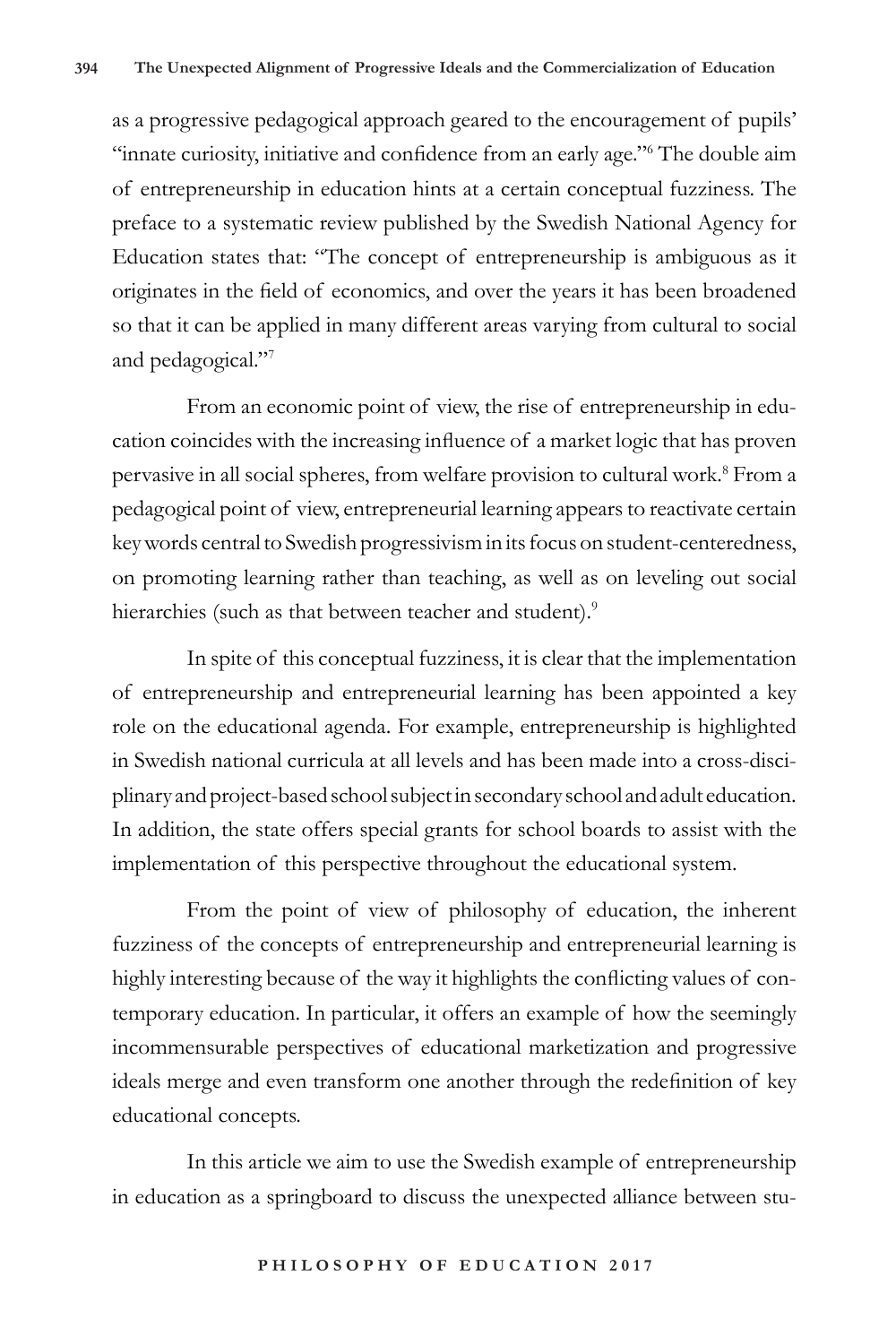as a progressive pedagogical approach geared to the encouragement of pupils' "innate curiosity, initiative and confidence from an early age."[6] The double aim of entrepreneurship in education hints at a certain conceptual fuzziness. The preface to a systematic review published by the Swedish National Agency for Education states that: "The concept of entrepreneurship is ambiguous as it originates in the field of economics, and over the years it has been broadened so that it can be applied in many different areas varying from cultural to social and pedagogical."[7]

From an economic point of view, the rise of entrepreneurship in education coincides with the increasing influence of a market logic that has proven pervasive in all social spheres, from welfare provision to cultural work.[8] From a pedagogical point of view, entrepreneurial learning appears to reactivate certain key words central to Swedish progressivism in its focus on student-centeredness, on promoting learning rather than teaching, as well as on leveling out social hierarchies (such as that between teacher and student).[9]

In spite of this conceptual fuzziness, it is clear that the implementation of entrepreneurship and entrepreneurial learning has been appointed a key role on the educational agenda. For example, entrepreneurship is highlighted in Swedish national curricula at all levels and has been made into a cross-disciplinary and project-based school subject in secondary school and adult education. In addition, the state offers special grants for school boards to assist with the implementation of this perspective throughout the educational system.

From the point of view of philosophy of education, the inherent fuzziness of the concepts of entrepreneurship and entrepreneurial learning is highly interesting because of the way it highlights the conflicting values of contemporary education. In particular, it offers an example of how the seemingly incommensurable perspectives of educational marketization and progressive ideals merge and even transform one another through the redefinition of key educational concepts.

In this article we aim to use the Swedish example of entrepreneurship in education as a springboard to discuss the unexpected alliance between stu-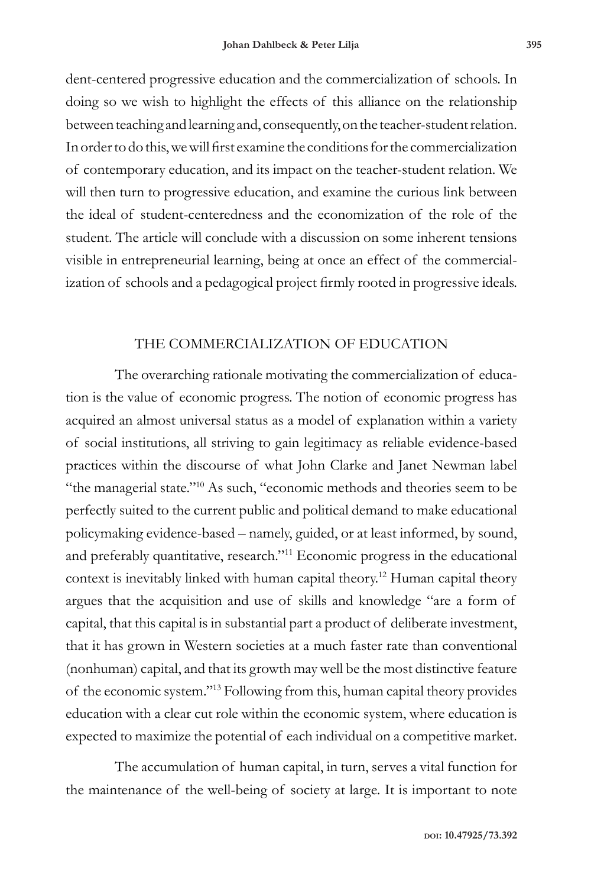dent-centered progressive education and the commercialization of schools. In doing so we wish to highlight the effects of this alliance on the relationship between teaching and learning and, consequently, on the teacher-student relation. In order to do this, we will first examine the conditions for the commercialization of contemporary education, and its impact on the teacher-student relation. We will then turn to progressive education, and examine the curious link between the ideal of student-centeredness and the economization of the role of the student. The article will conclude with a discussion on some inherent tensions visible in entrepreneurial learning, being at once an effect of the commercialization of schools and a pedagogical project firmly rooted in progressive ideals.

## THE COMMERCIALIZATION OF EDUCATION

The overarching rationale motivating the commercialization of education is the value of economic progress. The notion of economic progress has acquired an almost universal status as a model of explanation within a variety of social institutions, all striving to gain legitimacy as reliable evidence-based practices within the discourse of what John Clarke and Janet Newman label "the managerial state."[10] As such, "economic methods and theories seem to be perfectly suited to the current public and political demand to make educational policymaking evidence-based – namely, guided, or at least informed, by sound, and preferably quantitative, research."[11] Economic progress in the educational context is inevitably linked with human capital theory.[12] Human capital theory argues that the acquisition and use of skills and knowledge "are a form of capital, that this capital is in substantial part a product of deliberate investment, that it has grown in Western societies at a much faster rate than conventional (nonhuman) capital, and that its growth may well be the most distinctive feature of the economic system."[13] Following from this, human capital theory provides education with a clear cut role within the economic system, where education is expected to maximize the potential of each individual on a competitive market.

The accumulation of human capital, in turn, serves a vital function for the maintenance of the well-being of society at large. It is important to note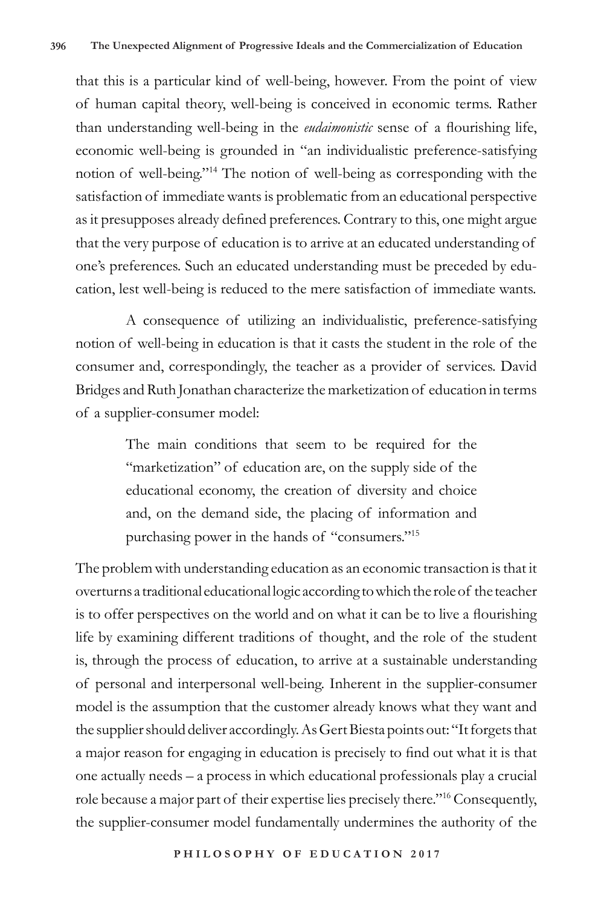that this is a particular kind of well-being, however. From the point of view of human capital theory, well-being is conceived in economic terms. Rather than understanding well-being in the *eudaimonistic* sense of a flourishing life, economic well-being is grounded in "an individualistic preference-satisfying notion of well-being."[14] The notion of well-being as corresponding with the satisfaction of immediate wants is problematic from an educational perspective as it presupposes already defined preferences. Contrary to this, one might argue that the very purpose of education is to arrive at an educated understanding of one's preferences. Such an educated understanding must be preceded by education, lest well-being is reduced to the mere satisfaction of immediate wants.

A consequence of utilizing an individualistic, preference-satisfying notion of well-being in education is that it casts the student in the role of the consumer and, correspondingly, the teacher as a provider of services. David Bridges and Ruth Jonathan characterize the marketization of education in terms of a supplier-consumer model:

> The main conditions that seem to be required for the "marketization" of education are, on the supply side of the educational economy, the creation of diversity and choice and, on the demand side, the placing of information and purchasing power in the hands of "consumers."[15]

The problem with understanding education as an economic transaction is that it overturns a traditional educational logic according to which the role of the teacher is to offer perspectives on the world and on what it can be to live a flourishing life by examining different traditions of thought, and the role of the student is, through the process of education, to arrive at a sustainable understanding of personal and interpersonal well-being. Inherent in the supplier-consumer model is the assumption that the customer already knows what they want and the supplier should deliver accordingly. As Gert Biesta points out: "It forgets that a major reason for engaging in education is precisely to find out what it is that one actually needs – a process in which educational professionals play a crucial role because a major part of their expertise lies precisely there."[16] Consequently, the supplier-consumer model fundamentally undermines the authority of the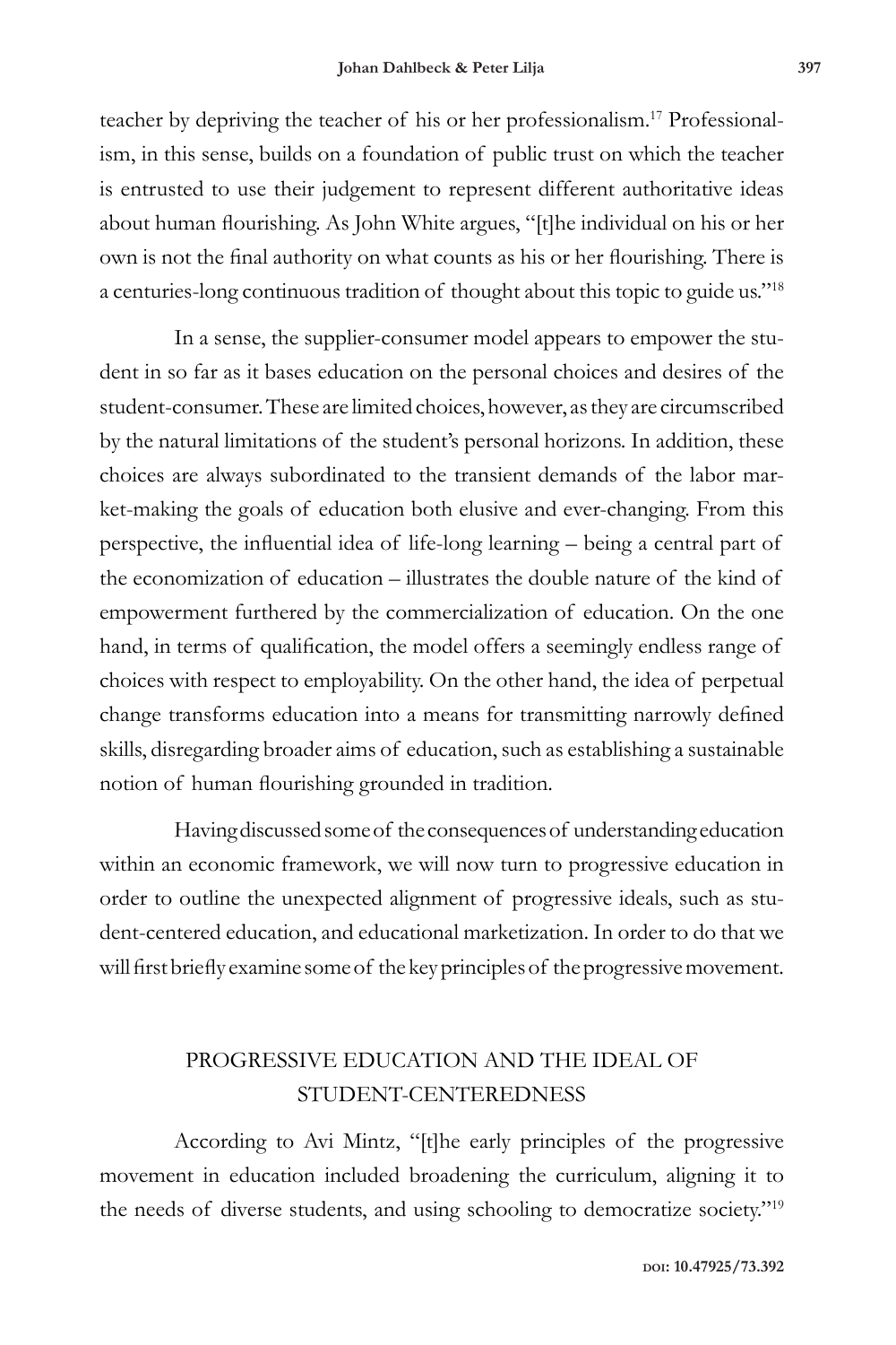teacher by depriving the teacher of his or her professionalism.[17] Professionalism, in this sense, builds on a foundation of public trust on which the teacher is entrusted to use their judgement to represent different authoritative ideas about human flourishing. As John White argues, "[t]he individual on his or her own is not the final authority on what counts as his or her flourishing. There is a centuries-long continuous tradition of thought about this topic to guide us."[18]

In a sense, the supplier-consumer model appears to empower the student in so far as it bases education on the personal choices and desires of the student-consumer. These are limited choices, however, as they are circumscribed by the natural limitations of the student's personal horizons. In addition, these choices are always subordinated to the transient demands of the labor market-making the goals of education both elusive and ever-changing. From this perspective, the influential idea of life-long learning – being a central part of the economization of education – illustrates the double nature of the kind of empowerment furthered by the commercialization of education. On the one hand, in terms of qualification, the model offers a seemingly endless range of choices with respect to employability. On the other hand, the idea of perpetual change transforms education into a means for transmitting narrowly defined skills, disregarding broader aims of education, such as establishing a sustainable notion of human flourishing grounded in tradition.

Having discussed some of the consequences of understanding education within an economic framework, we will now turn to progressive education in order to outline the unexpected alignment of progressive ideals, such as student-centered education, and educational marketization. In order to do that we will first briefly examine some of the key principles of the progressive movement.

## PROGRESSIVE EDUCATION AND THE IDEAL OF STUDENT-CENTEREDNESS

According to Avi Mintz, "[t]he early principles of the progressive movement in education included broadening the curriculum, aligning it to the needs of diverse students, and using schooling to democratize society."[19]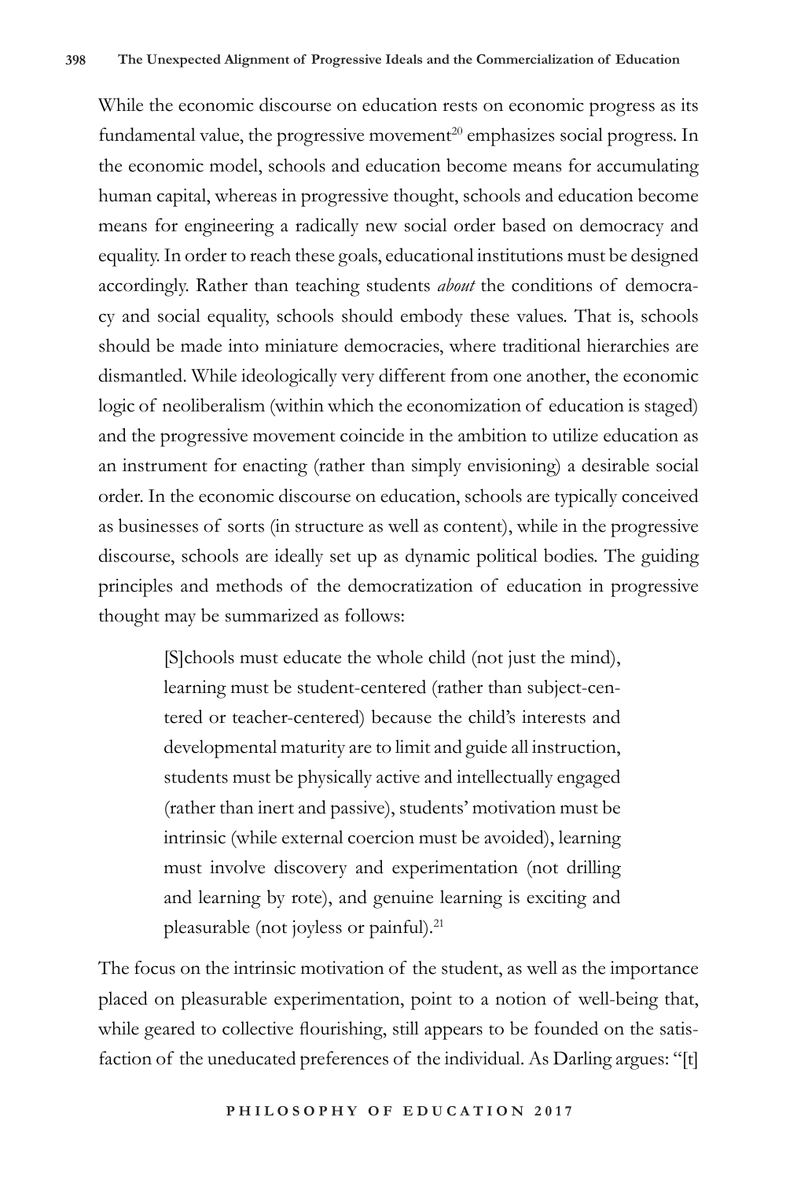While the economic discourse on education rests on economic progress as its fundamental value, the progressive movement[20] emphasizes social progress. In the economic model, schools and education become means for accumulating human capital, whereas in progressive thought, schools and education become means for engineering a radically new social order based on democracy and equality. In order to reach these goals, educational institutions must be designed accordingly. Rather than teaching students *about* the conditions of democracy and social equality, schools should embody these values. That is, schools should be made into miniature democracies, where traditional hierarchies are dismantled. While ideologically very different from one another, the economic logic of neoliberalism (within which the economization of education is staged) and the progressive movement coincide in the ambition to utilize education as an instrument for enacting (rather than simply envisioning) a desirable social order. In the economic discourse on education, schools are typically conceived as businesses of sorts (in structure as well as content), while in the progressive discourse, schools are ideally set up as dynamic political bodies. The guiding principles and methods of the democratization of education in progressive thought may be summarized as follows:

> [S]chools must educate the whole child (not just the mind), learning must be student-centered (rather than subject-centered or teacher-centered) because the child's interests and developmental maturity are to limit and guide all instruction, students must be physically active and intellectually engaged (rather than inert and passive), students' motivation must be intrinsic (while external coercion must be avoided), learning must involve discovery and experimentation (not drilling and learning by rote), and genuine learning is exciting and pleasurable (not joyless or painful).[21]

The focus on the intrinsic motivation of the student, as well as the importance placed on pleasurable experimentation, point to a notion of well-being that, while geared to collective flourishing, still appears to be founded on the satisfaction of the uneducated preferences of the individual. As Darling argues: "[t]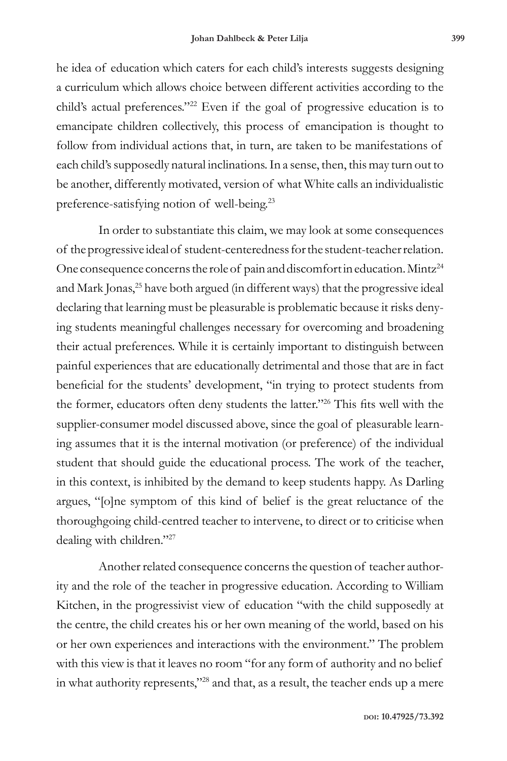he idea of education which caters for each child's interests suggests designing a curriculum which allows choice between different activities according to the child's actual preferences."[22] Even if the goal of progressive education is to emancipate children collectively, this process of emancipation is thought to follow from individual actions that, in turn, are taken to be manifestations of each child's supposedly natural inclinations. In a sense, then, this may turn out to be another, differently motivated, version of what White calls an individualistic preference-satisfying notion of well-being.[23]

In order to substantiate this claim, we may look at some consequences of the progressive ideal of student-centeredness for the student-teacher relation. One consequence concerns the role of pain and discomfort in education. Mintz[24] and Mark Jonas,[25] have both argued (in different ways) that the progressive ideal declaring that learning must be pleasurable is problematic because it risks denying students meaningful challenges necessary for overcoming and broadening their actual preferences. While it is certainly important to distinguish between painful experiences that are educationally detrimental and those that are in fact beneficial for the students' development, "in trying to protect students from the former, educators often deny students the latter."[26] This fits well with the supplier-consumer model discussed above, since the goal of pleasurable learning assumes that it is the internal motivation (or preference) of the individual student that should guide the educational process. The work of the teacher, in this context, is inhibited by the demand to keep students happy. As Darling argues, "[o]ne symptom of this kind of belief is the great reluctance of the thoroughgoing child-centred teacher to intervene, to direct or to criticise when dealing with children."[27]

Another related consequence concerns the question of teacher authority and the role of the teacher in progressive education. According to William Kitchen, in the progressivist view of education "with the child supposedly at the centre, the child creates his or her own meaning of the world, based on his or her own experiences and interactions with the environment." The problem with this view is that it leaves no room "for any form of authority and no belief in what authority represents,"[28] and that, as a result, the teacher ends up a mere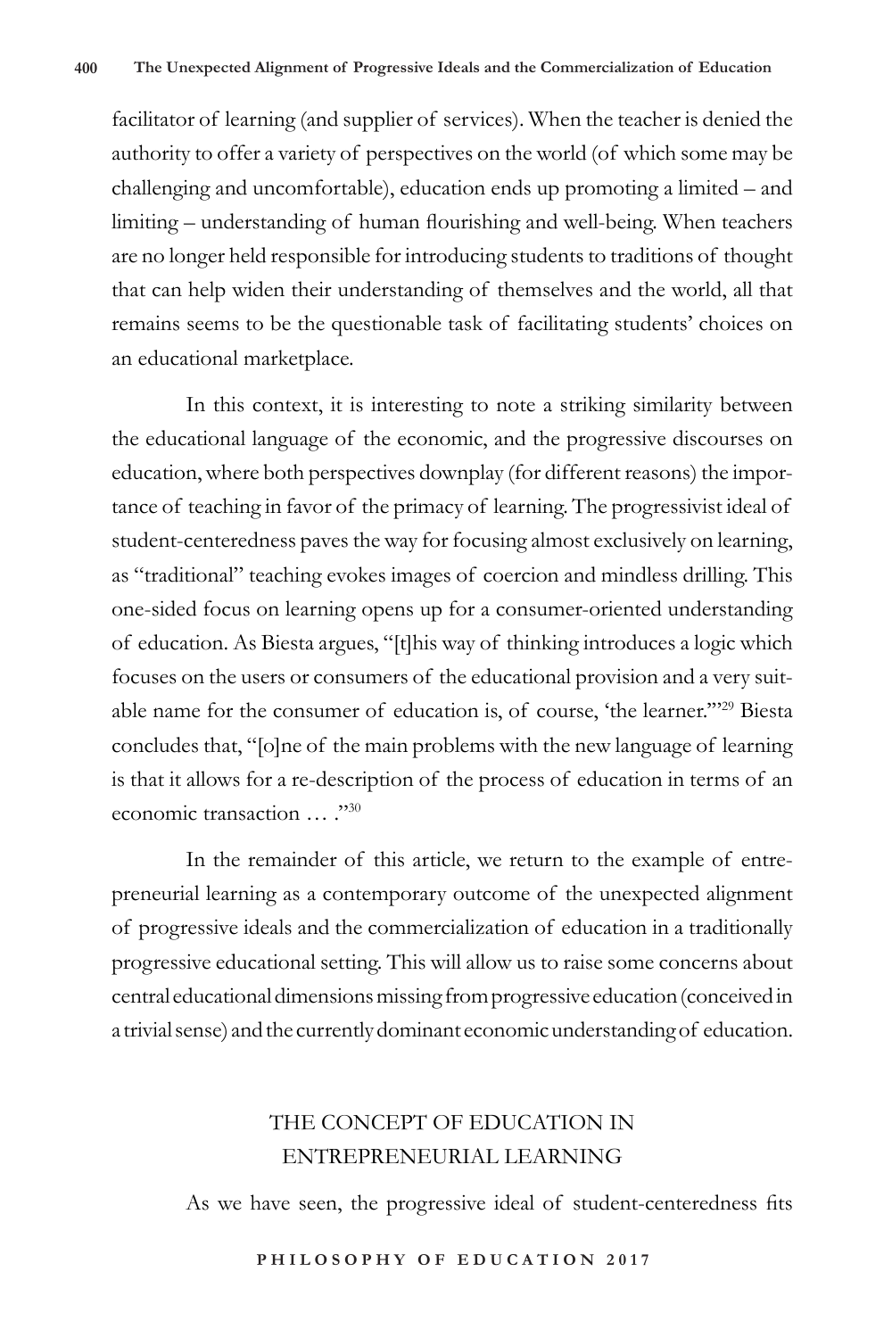facilitator of learning (and supplier of services). When the teacher is denied the authority to offer a variety of perspectives on the world (of which some may be challenging and uncomfortable), education ends up promoting a limited – and limiting – understanding of human flourishing and well-being. When teachers are no longer held responsible for introducing students to traditions of thought that can help widen their understanding of themselves and the world, all that remains seems to be the questionable task of facilitating students' choices on an educational marketplace.

In this context, it is interesting to note a striking similarity between the educational language of the economic, and the progressive discourses on education, where both perspectives downplay (for different reasons) the importance of teaching in favor of the primacy of learning. The progressivist ideal of student-centeredness paves the way for focusing almost exclusively on learning, as "traditional" teaching evokes images of coercion and mindless drilling. This one-sided focus on learning opens up for a consumer-oriented understanding of education. As Biesta argues, "[t]his way of thinking introduces a logic which focuses on the users or consumers of the educational provision and a very suitable name for the consumer of education is, of course, 'the learner.'"[29] Biesta concludes that, "[o]ne of the main problems with the new language of learning is that it allows for a re-description of the process of education in terms of an economic transaction … ."[30]

In the remainder of this article, we return to the example of entrepreneurial learning as a contemporary outcome of the unexpected alignment of progressive ideals and the commercialization of education in a traditionally progressive educational setting. This will allow us to raise some concerns about central educational dimensions missing from progressive education (conceived in a trivial sense) and the currently dominant economic understanding of education.

## THE CONCEPT OF EDUCATION IN ENTREPRENEURIAL LEARNING

As we have seen, the progressive ideal of student-centeredness fits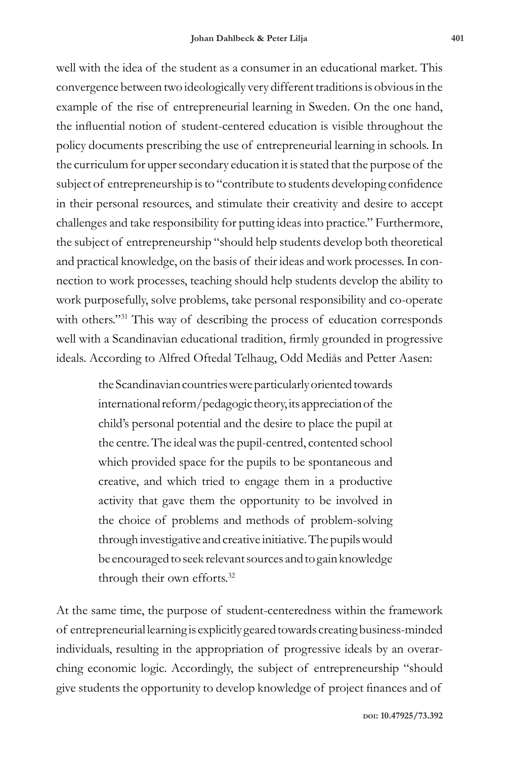well with the idea of the student as a consumer in an educational market. This convergence between two ideologically very different traditions is obvious in the example of the rise of entrepreneurial learning in Sweden. On the one hand, the influential notion of student-centered education is visible throughout the policy documents prescribing the use of entrepreneurial learning in schools. In the curriculum for upper secondary education it is stated that the purpose of the subject of entrepreneurship is to "contribute to students developing confidence in their personal resources, and stimulate their creativity and desire to accept challenges and take responsibility for putting ideas into practice." Furthermore, the subject of entrepreneurship "should help students develop both theoretical and practical knowledge, on the basis of their ideas and work processes. In connection to work processes, teaching should help students develop the ability to work purposefully, solve problems, take personal responsibility and co-operate with others."[31] This way of describing the process of education corresponds well with a Scandinavian educational tradition, firmly grounded in progressive ideals. According to Alfred Oftedal Telhaug, Odd Mediås and Petter Aasen:

> the Scandinavian countries were particularly oriented towards international reform/pedagogic theory, its appreciation of the child's personal potential and the desire to place the pupil at the centre. The ideal was the pupil-centred, contented school which provided space for the pupils to be spontaneous and creative, and which tried to engage them in a productive activity that gave them the opportunity to be involved in the choice of problems and methods of problem-solving through investigative and creative initiative. The pupils would be encouraged to seek relevant sources and to gain knowledge through their own efforts.[32]

At the same time, the purpose of student-centeredness within the framework of entrepreneurial learning is explicitly geared towards creating business-minded individuals, resulting in the appropriation of progressive ideals by an overarching economic logic. Accordingly, the subject of entrepreneurship "should give students the opportunity to develop knowledge of project finances and of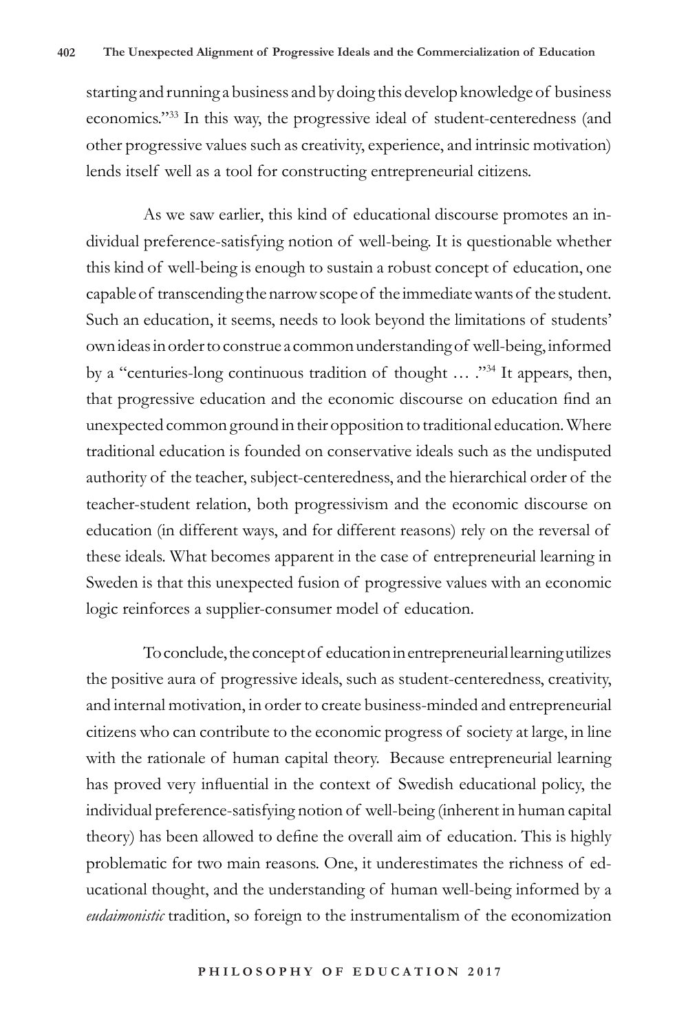starting and running a business and by doing this develop knowledge of business economics."[33] In this way, the progressive ideal of student-centeredness (and other progressive values such as creativity, experience, and intrinsic motivation) lends itself well as a tool for constructing entrepreneurial citizens.

As we saw earlier, this kind of educational discourse promotes an individual preference-satisfying notion of well-being. It is questionable whether this kind of well-being is enough to sustain a robust concept of education, one capable of transcending the narrow scope of the immediate wants of the student. Such an education, it seems, needs to look beyond the limitations of students' own ideas in order to construe a common understanding of well-being, informed by a "centuries-long continuous tradition of thought … ."[34] It appears, then, that progressive education and the economic discourse on education find an unexpected common ground in their opposition to traditional education. Where traditional education is founded on conservative ideals such as the undisputed authority of the teacher, subject-centeredness, and the hierarchical order of the teacher-student relation, both progressivism and the economic discourse on education (in different ways, and for different reasons) rely on the reversal of these ideals. What becomes apparent in the case of entrepreneurial learning in Sweden is that this unexpected fusion of progressive values with an economic logic reinforces a supplier-consumer model of education.

To conclude, the concept of education in entrepreneurial learning utilizes the positive aura of progressive ideals, such as student-centeredness, creativity, and internal motivation, in order to create business-minded and entrepreneurial citizens who can contribute to the economic progress of society at large, in line with the rationale of human capital theory. Because entrepreneurial learning has proved very influential in the context of Swedish educational policy, the individual preference-satisfying notion of well-being (inherent in human capital theory) has been allowed to define the overall aim of education. This is highly problematic for two main reasons. One, it underestimates the richness of educational thought, and the understanding of human well-being informed by a *eudaimonistic* tradition, so foreign to the instrumentalism of the economization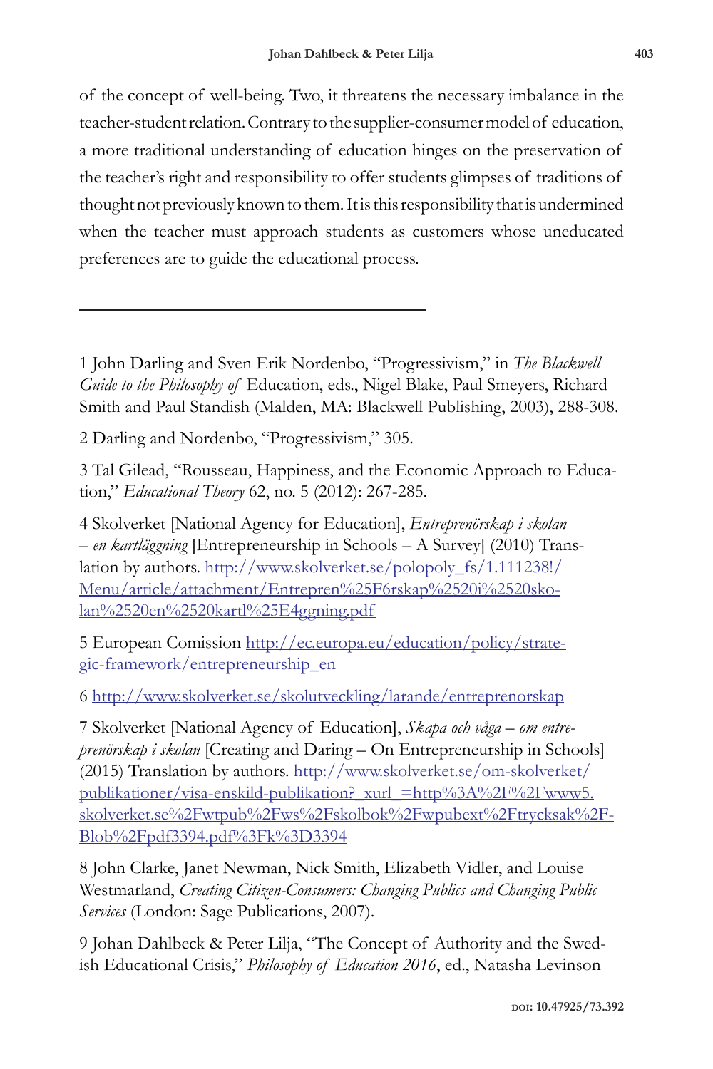of the concept of well-being. Two, it threatens the necessary imbalance in the teacher-student relation. Contrary to the supplier-consumer model of education, a more traditional understanding of education hinges on the preservation of the teacher's right and responsibility to offer students glimpses of traditions of thought not previously known to them. It is this responsibility that is undermined when the teacher must approach students as customers whose uneducated preferences are to guide the educational process.

---

1 John Darling and Sven Erik Nordenbo, "Progressivism," in *The Blackwell Guide to the Philosophy of* Education, eds., Nigel Blake, Paul Smeyers, Richard Smith and Paul Standish (Malden, MA: Blackwell Publishing, 2003), 288-308.

2 Darling and Nordenbo, "Progressivism," 305.

3 Tal Gilead, "Rousseau, Happiness, and the Economic Approach to Education," *Educational Theory* 62, no. 5 (2012): 267-285.

4 Skolverket [National Agency for Education], *Entreprenörskap i skolan – en kartläggning* [Entrepreneurship in Schools – A Survey] (2010) Translation by authors. http://www.skolverket.se/polopoly_fs/1.111238!/Menu/article/attachment/Entrepren%25F6rskap%2520i%2520skolan%2520en%2520kartl%25E4ggning.pdf

5 European Comission http://ec.europa.eu/education/policy/strategic-framework/entrepreneurship_en

6 http://www.skolverket.se/skolutveckling/larande/entreprenorskap

7 Skolverket [National Agency of Education], *Skapa och våga – om entreprenörskap i skolan* [Creating and Daring – On Entrepreneurship in Schools] (2015) Translation by authors. http://www.skolverket.se/om-skolverket/publikationer/visa-enskild-publikation?_xurl_=http%3A%2F%2Fwww5.skolverket.se%2Fwtpub%2Fws%2Fskolbok%2Fwpubext%2Ftrycksak%2FBlob%2Fpdf3394.pdf%3Fk%3D3394

8 John Clarke, Janet Newman, Nick Smith, Elizabeth Vidler, and Louise Westmarland, *Creating Citizen-Consumers: Changing Publics and Changing Public Services* (London: Sage Publications, 2007).

9 Johan Dahlbeck & Peter Lilja, "The Concept of Authority and the Swedish Educational Crisis," *Philosophy of Education 2016*, ed., Natasha Levinson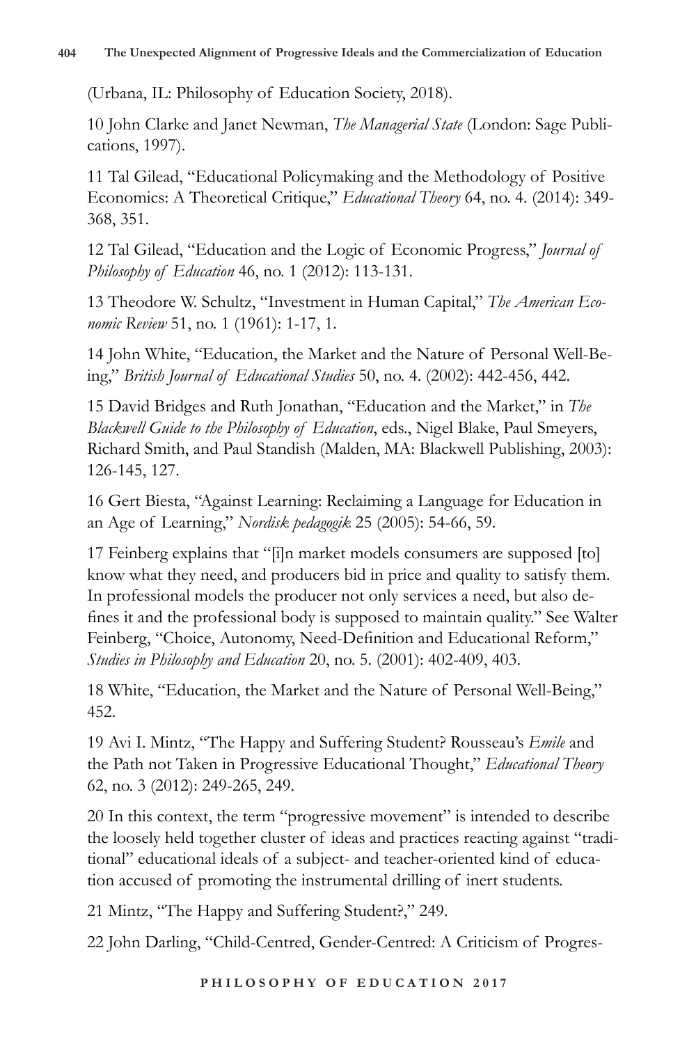(Urbana, IL: Philosophy of Education Society, 2018).

10 John Clarke and Janet Newman, *The Managerial State* (London: Sage Publications, 1997).

11 Tal Gilead, "Educational Policymaking and the Methodology of Positive Economics: A Theoretical Critique," *Educational Theory* 64, no. 4. (2014): 349-368, 351.

12 Tal Gilead, "Education and the Logic of Economic Progress," *Journal of Philosophy of Education* 46, no. 1 (2012): 113-131.

13 Theodore W. Schultz, "Investment in Human Capital," *The American Economic Review* 51, no. 1 (1961): 1-17, 1.

14 John White, "Education, the Market and the Nature of Personal Well-Being," *British Journal of Educational Studies* 50, no. 4. (2002): 442-456, 442.

15 David Bridges and Ruth Jonathan, "Education and the Market," in *The Blackwell Guide to the Philosophy of Education*, eds., Nigel Blake, Paul Smeyers, Richard Smith, and Paul Standish (Malden, MA: Blackwell Publishing, 2003): 126-145, 127.

16 Gert Biesta, "Against Learning: Reclaiming a Language for Education in an Age of Learning," *Nordisk pedagogik* 25 (2005): 54-66, 59.

17 Feinberg explains that "[i]n market models consumers are supposed [to] know what they need, and producers bid in price and quality to satisfy them. In professional models the producer not only services a need, but also defines it and the professional body is supposed to maintain quality." See Walter Feinberg, "Choice, Autonomy, Need-Definition and Educational Reform," *Studies in Philosophy and Education* 20, no. 5. (2001): 402-409, 403.

18 White, "Education, the Market and the Nature of Personal Well-Being," 452.

19 Avi I. Mintz, "The Happy and Suffering Student? Rousseau's *Emile* and the Path not Taken in Progressive Educational Thought," *Educational Theory* 62, no. 3 (2012): 249-265, 249.

20 In this context, the term "progressive movement" is intended to describe the loosely held together cluster of ideas and practices reacting against "traditional" educational ideals of a subject- and teacher-oriented kind of education accused of promoting the instrumental drilling of inert students.

21 Mintz, "The Happy and Suffering Student?," 249.

22 John Darling, "Child-Centred, Gender-Centred: A Criticism of Progres-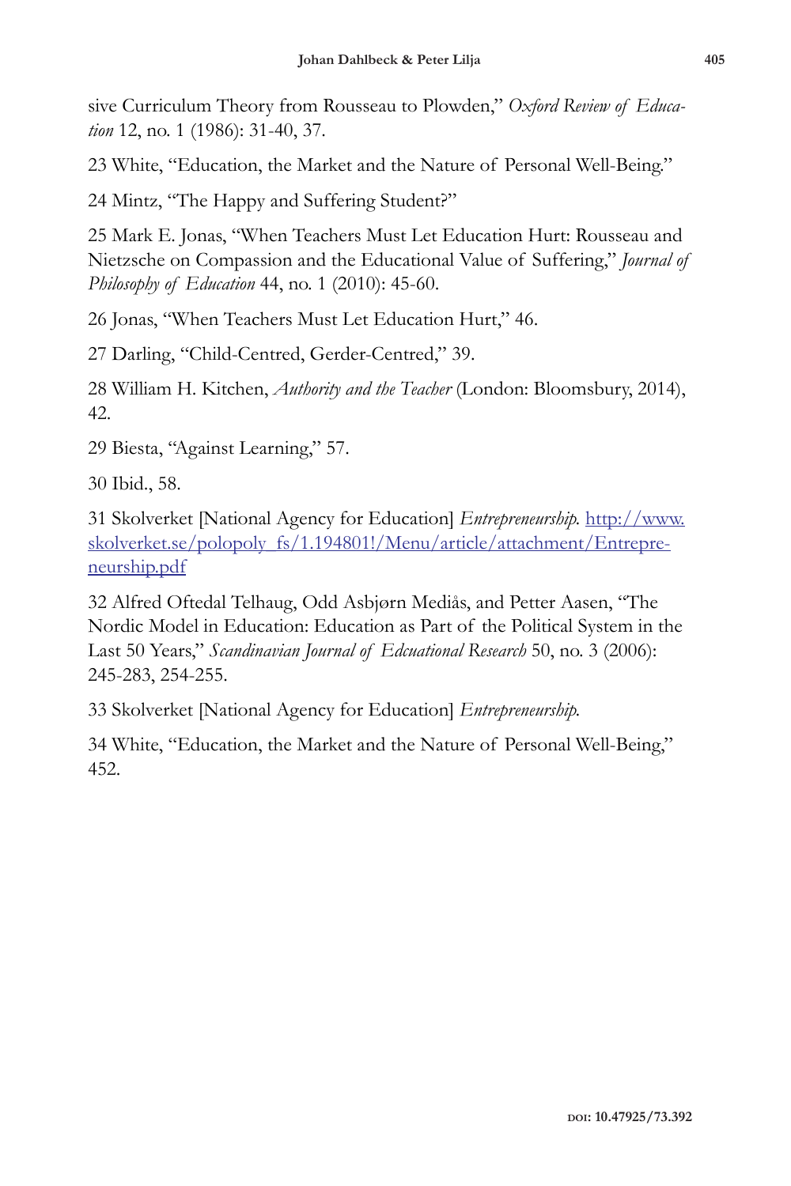sive Curriculum Theory from Rousseau to Plowden," *Oxford Review of Education* 12, no. 1 (1986): 31-40, 37.

23 White, "Education, the Market and the Nature of Personal Well-Being."

24 Mintz, "The Happy and Suffering Student?"

25 Mark E. Jonas, "When Teachers Must Let Education Hurt: Rousseau and Nietzsche on Compassion and the Educational Value of Suffering," *Journal of Philosophy of Education* 44, no. 1 (2010): 45-60.

26 Jonas, "When Teachers Must Let Education Hurt," 46.

27 Darling, "Child-Centred, Gerder-Centred," 39.

28 William H. Kitchen, *Authority and the Teacher* (London: Bloomsbury, 2014), 42.

29 Biesta, "Against Learning," 57.

30 Ibid., 58.

31 Skolverket [National Agency for Education] *Entrepreneurship.* http://www.skolverket.se/polopoly_fs/1.194801!/Menu/article/attachment/Entrepreneurship.pdf

32 Alfred Oftedal Telhaug, Odd Asbjørn Mediås, and Petter Aasen, "The Nordic Model in Education: Education as Part of the Political System in the Last 50 Years," *Scandinavian Journal of Edcuational Research* 50, no. 3 (2006): 245-283, 254-255.

33 Skolverket [National Agency for Education] *Entrepreneurship.*

34 White, "Education, the Market and the Nature of Personal Well-Being," 452.